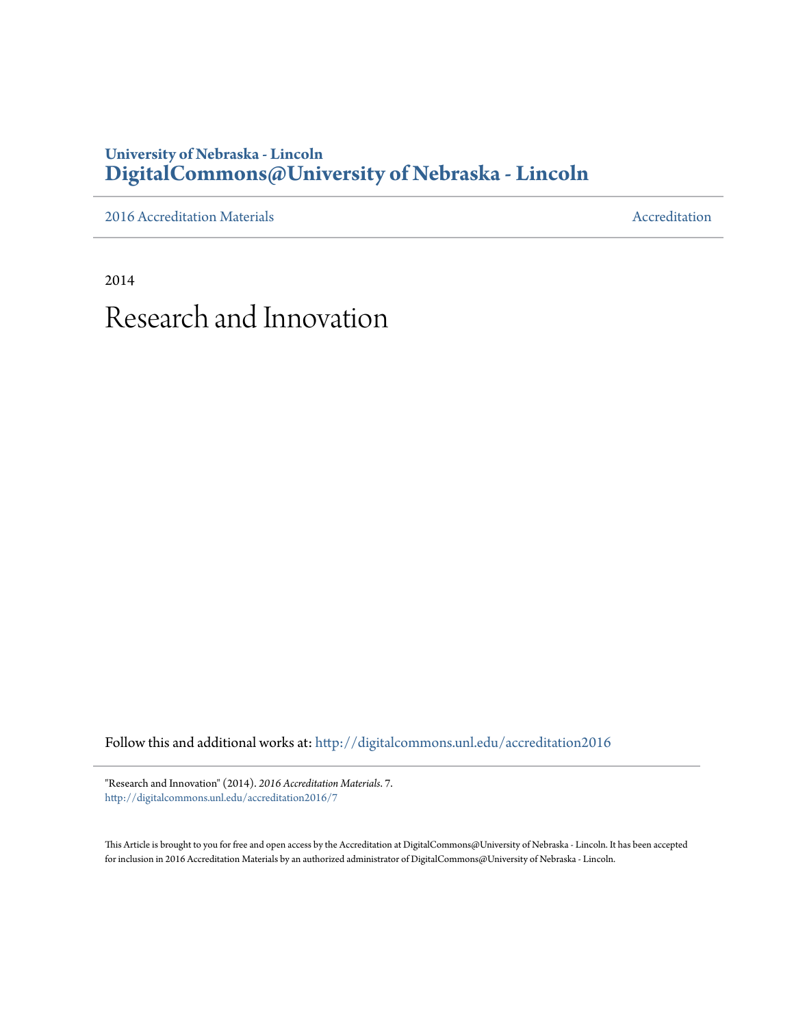University of Nebraska - Lincoln
**DigitalCommons@University of Nebraska - Lincoln**

2016 Accreditation Materials | Accreditation

2014

# Research and Innovation

Follow this and additional works at: http://digitalcommons.unl.edu/accreditation2016

"Research and Innovation" (2014). *2016 Accreditation Materials*. 7.
http://digitalcommons.unl.edu/accreditation2016/7

This Article is brought to you for free and open access by the Accreditation at DigitalCommons@University of Nebraska - Lincoln. It has been accepted for inclusion in 2016 Accreditation Materials by an authorized administrator of DigitalCommons@University of Nebraska - Lincoln.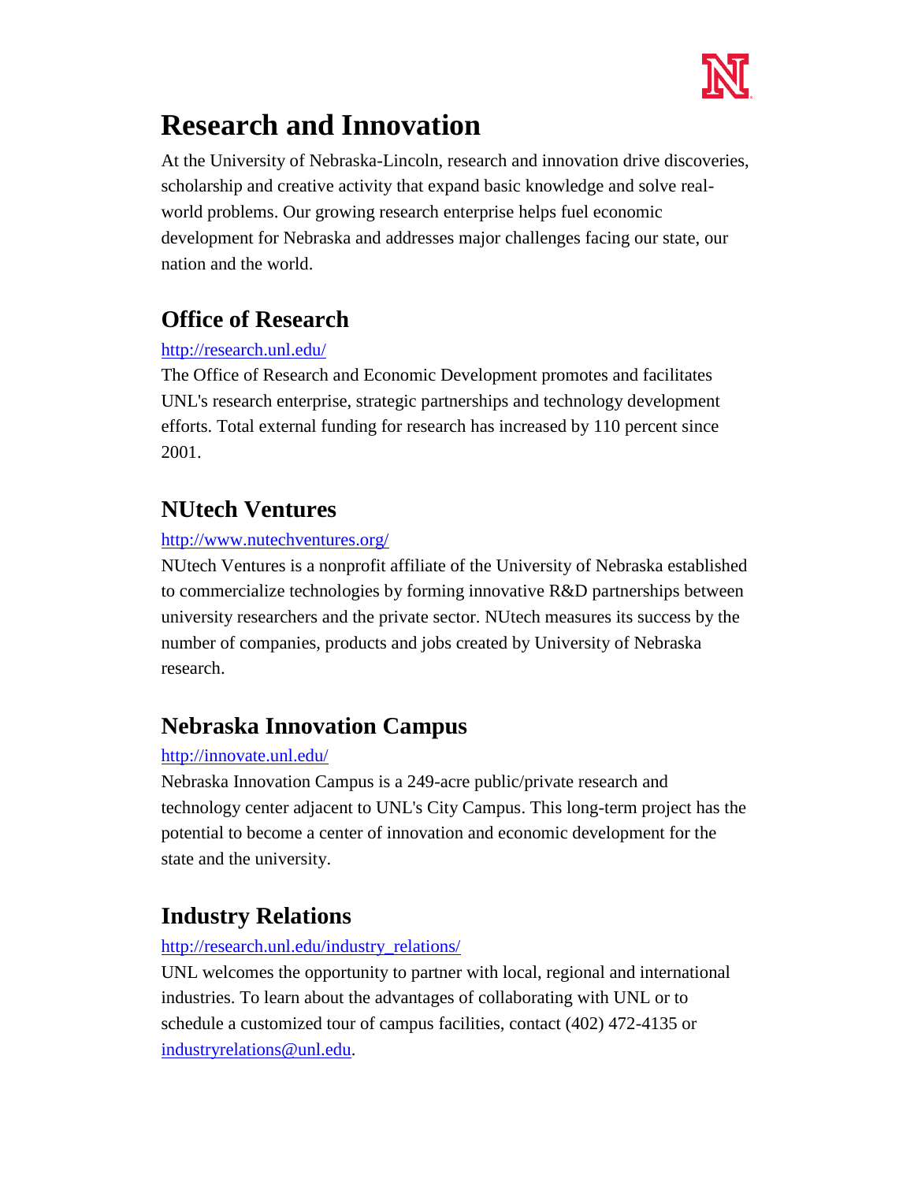# Research and Innovation

At the University of Nebraska-Lincoln, research and innovation drive discoveries, scholarship and creative activity that expand basic knowledge and solve real-world problems. Our growing research enterprise helps fuel economic development for Nebraska and addresses major challenges facing our state, our nation and the world.

## Office of Research

http://research.unl.edu/

The Office of Research and Economic Development promotes and facilitates UNL's research enterprise, strategic partnerships and technology development efforts. Total external funding for research has increased by 110 percent since 2001.

## NUtech Ventures

http://www.nutechventures.org/

NUtech Ventures is a nonprofit affiliate of the University of Nebraska established to commercialize technologies by forming innovative R&D partnerships between university researchers and the private sector. NUtech measures its success by the number of companies, products and jobs created by University of Nebraska research.

## Nebraska Innovation Campus

http://innovate.unl.edu/

Nebraska Innovation Campus is a 249-acre public/private research and technology center adjacent to UNL's City Campus. This long-term project has the potential to become a center of innovation and economic development for the state and the university.

## Industry Relations

http://research.unl.edu/industry_relations/

UNL welcomes the opportunity to partner with local, regional and international industries. To learn about the advantages of collaborating with UNL or to schedule a customized tour of campus facilities, contact (402) 472-4135 or industryrelations@unl.edu.